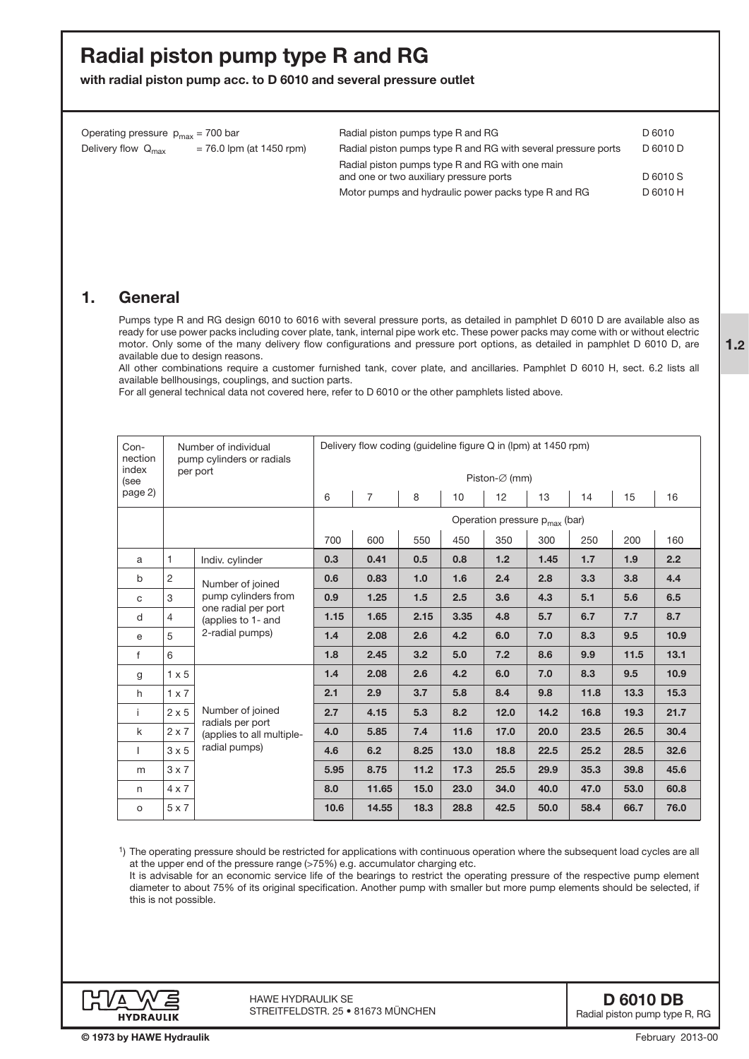# Radial piston pump type R and RG

**with radial piston pump acc. to D 6010 and several pressure outlet**

Operating pressure $p_{max}$ = 700 bar
Delivery flow $Q_{max}$ = 76.0 lpm (at 1450 rpm)

| | |
|---|---|
| Radial piston pumps type R and RG | D 6010 |
| Radial piston pumps type R and RG with several pressure ports | D 6010 D |
| Radial piston pumps type R and RG with one main and one or two auxiliary pressure ports | D 6010 S |
| Motor pumps and hydraulic power packs type R and RG | D 6010 H |

## 1. General

Pumps type R and RG design 6010 to 6016 with several pressure ports, as detailed in pamphlet D 6010 D are available also as ready for use power packs including cover plate, tank, internal pipe work etc. These power packs may come with or without electric motor. Only some of the many delivery flow configurations and pressure port options, as detailed in pamphlet D 6010 D, are available due to design reasons.

All other combinations require a customer furnished tank, cover plate, and ancillaries. Pamphlet D 6010 H, sect. 6.2 lists all available bellhousings, couplings, and suction parts.

For all general technical data not covered here, refer to D 6010 or the other pamphlets listed above.

| Connection index (see page 2) | Number of individual pump cylinders or radials per port | | Delivery flow coding (guideline figure Q in (lpm) at 1450 rpm) Piston-∅ (mm) | | | | | | | | |
|---|---|---|---|---|---|---|---|---|---|---|---|
| | | | 6 | 7 | 8 | 10 | 12 | 13 | 14 | 15 | 16 |
| | | | Operation pressure $p_{max}$ (bar) | | | | | | | | |
| | | | 700 | 600 | 550 | 450 | 350 | 300 | 250 | 200 | 160 |
| a | 1 | Indiv. cylinder | **0.3** | **0.41** | **0.5** | **0.8** | **1.2** | **1.45** | **1.7** | **1.9** | **2.2** |
| b | 2 | Number of joined pump cylinders from one radial per port (applies to 1- and 2-radial pumps) | **0.6** | **0.83** | **1.0** | **1.6** | **2.4** | **2.8** | **3.3** | **3.8** | **4.4** |
| c | 3 | | **0.9** | **1.25** | **1.5** | **2.5** | **3.6** | **4.3** | **5.1** | **5.6** | **6.5** |
| d | 4 | | **1.15** | **1.65** | **2.15** | **3.35** | **4.8** | **5.7** | **6.7** | **7.7** | **8.7** |
| e | 5 | | **1.4** | **2.08** | **2.6** | **4.2** | **6.0** | **7.0** | **8.3** | **9.5** | **10.9** |
| f | 6 | | **1.8** | **2.45** | **3.2** | **5.0** | **7.2** | **8.6** | **9.9** | **11.5** | **13.1** |
| g | 1 x 5 | Number of joined radials per port (applies to all multiple-radial pumps) | **1.4** | **2.08** | **2.6** | **4.2** | **6.0** | **7.0** | **8.3** | **9.5** | **10.9** |
| h | 1 x 7 | | **2.1** | **2.9** | **3.7** | **5.8** | **8.4** | **9.8** | **11.8** | **13.3** | **15.3** |
| i | 2 x 5 | | **2.7** | **4.15** | **5.3** | **8.2** | **12.0** | **14.2** | **16.8** | **19.3** | **21.7** |
| k | 2 x 7 | | **4.0** | **5.85** | **7.4** | **11.6** | **17.0** | **20.0** | **23.5** | **26.5** | **30.4** |
| l | 3 x 5 | | **4.6** | **6.2** | **8.25** | **13.0** | **18.8** | **22.5** | **25.2** | **28.5** | **32.6** |
| m | 3 x 7 | | **5.95** | **8.75** | **11.2** | **17.3** | **25.5** | **29.9** | **35.3** | **39.8** | **45.6** |
| n | 4 x 7 | | **8.0** | **11.65** | **15.0** | **23.0** | **34.0** | **40.0** | **47.0** | **53.0** | **60.8** |
| o | 5 x 7 | | **10.6** | **14.55** | **18.3** | **28.8** | **42.5** | **50.0** | **58.4** | **66.7** | **76.0** |

[1]) The operating pressure should be restricted for applications with continuous operation where the subsequent load cycles are all at the upper end of the pressure range (>75%) e.g. accumulator charging etc.
It is advisable for an economic service life of the bearings to restrict the operating pressure of the respective pump element diameter to about 75% of its original specification. Another pump with smaller but more pump elements should be selected, if this is not possible.

HAWE HYDRAULIK SE
STREITFELDSTR. 25 • 81673 MÜNCHEN

**D 6010 DB**
Radial piston pump type R, RG

© 1973 by HAWE Hydraulik

February 2013-00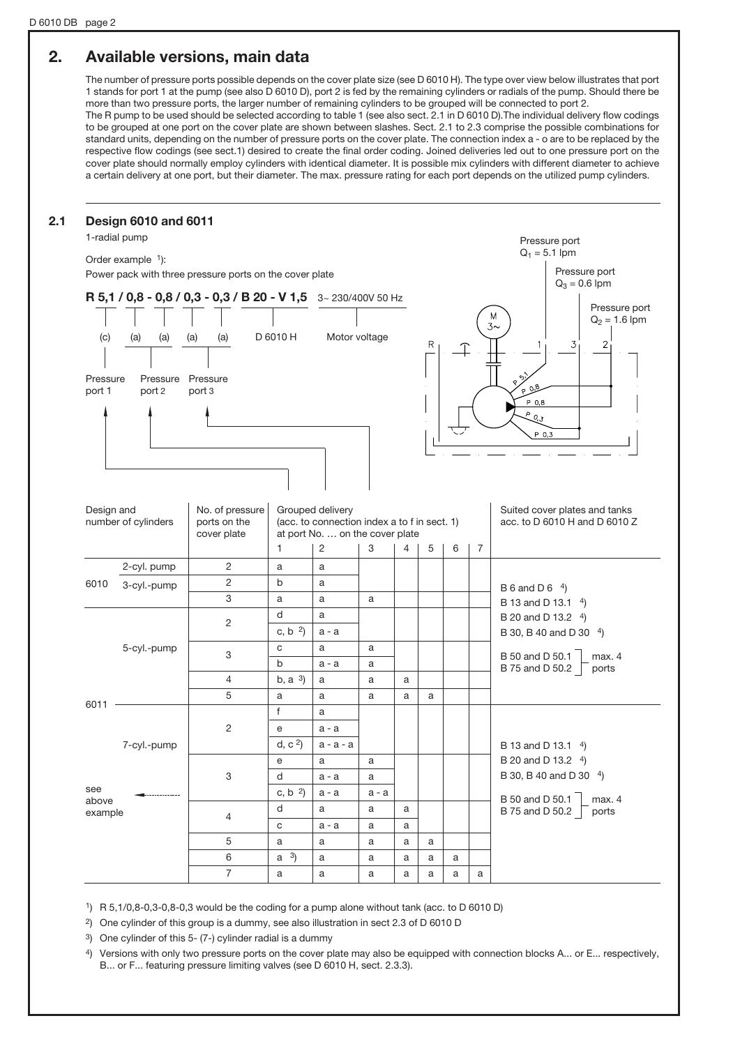## 2. Available versions, main data

The number of pressure ports possible depends on the cover plate size (see D 6010 H). The type over view below illustrates that port 1 stands for port 1 at the pump (see also D 6010 D), port 2 is fed by the remaining cylinders or radials of the pump. Should there be more than two pressure ports, the larger number of remaining cylinders to be grouped will be connected to port 2.
The R pump to be used should be selected according to table 1 (see also sect. 2.1 in D 6010 D).The individual delivery flow codings to be grouped at one port on the cover plate are shown between slashes. Sect. 2.1 to 2.3 comprise the possible combinations for standard units, depending on the number of pressure ports on the cover plate. The connection index a - o are to be replaced by the respective flow codings (see sect.1) desired to create the final order coding. Joined deliveries led out to one pressure port on the cover plate should normally employ cylinders with identical diameter. It is possible mix cylinders with different diameter to achieve a certain delivery at one port, but their diameter. The max. pressure rating for each port depends on the utilized pump cylinders.

### 2.1 Design 6010 and 6011

1-radial pump

Order example [1]:

Power pack with three pressure ports on the cover plate

**R 5,1 / 0,8 - 0,8 / 0,3 - 0,3 / B 20 - V 1,5** 3~ 230/400V 50 Hz

(c) (a) (a) (a) (a) — D 6010 H — Motor voltage

Pressure port 1 — Pressure port 2 — Pressure port 3

Pressure port $Q_1$ = 5.1 lpm
Pressure port $Q_3$ = 0.6 lpm
Pressure port $Q_2$ = 1.6 lpm

| Design and number of cylinders | | No. of pressure ports on the cover plate | Grouped delivery (acc. to connection index a to f in sect. 1) at port No. … on the cover plate | | | | | | | Suited cover plates and tanks acc. to D 6010 H and D 6010 Z |
|---|---|---|---|---|---|---|---|---|---|---|
| | | | 1 | 2 | 3 | 4 | 5 | 6 | 7 | |
| 6010 | 2-cyl. pump | 2 | a | a | | | | | | B 6 and D 6 [4] |
| | 3-cyl.-pump | 2 | b | a | | | | | | B 13 and D 13.1 [4] |
| | | 3 | a | a | a | | | | | B 20 and D 13.2 [4] |
| 6011 | 5-cyl.-pump | 2 | d | a | | | | | | B 30, B 40 and D 30 [4] |
| | | | c, b [2] | a - a | | | | | | |
| | | 3 | c | a | a | | | | | B 50 and D 50.1 / B 75 and D 50.2 — max. 4 ports |
| | | | b | a - a | a | | | | | |
| | | 4 | b, a [3] | a | a | a | | | | |
| | | 5 | a | a | a | a | a | | | |
| | 7-cyl.-pump | 2 | f | a | | | | | | |
| | | | e | a - a | | | | | | |
| | | | d, c [2] | a - a - a | | | | | | B 13 and D 13.1 [4] |
| | | 3 | e | a | a | | | | | B 20 and D 13.2 [4] |
| | | | d | a - a | a | | | | | B 30, B 40 and D 30 [4] |
| see above example | | | c, b [2] | a - a | a - a | | | | | B 50 and D 50.1 / B 75 and D 50.2 — max. 4 ports |
| | | 4 | d | a | a | a | | | | |
| | | | c | a - a | a | a | | | | |
| | | 5 | a | a | a | a | a | | | |
| | | 6 | a [3] | a | a | a | a | a | | |
| | | 7 | a | a | a | a | a | a | a | |

[1] R 5,1/0,8-0,3-0,8-0,3 would be the coding for a pump alone without tank (acc. to D 6010 D)

[2] One cylinder of this group is a dummy, see also illustration in sect 2.3 of D 6010 D

[3] One cylinder of this 5- (7-) cylinder radial is a dummy

[4] Versions with only two pressure ports on the cover plate may also be equipped with connection blocks A... or E... respectively, B... or F... featuring pressure limiting valves (see D 6010 H, sect. 2.3.3).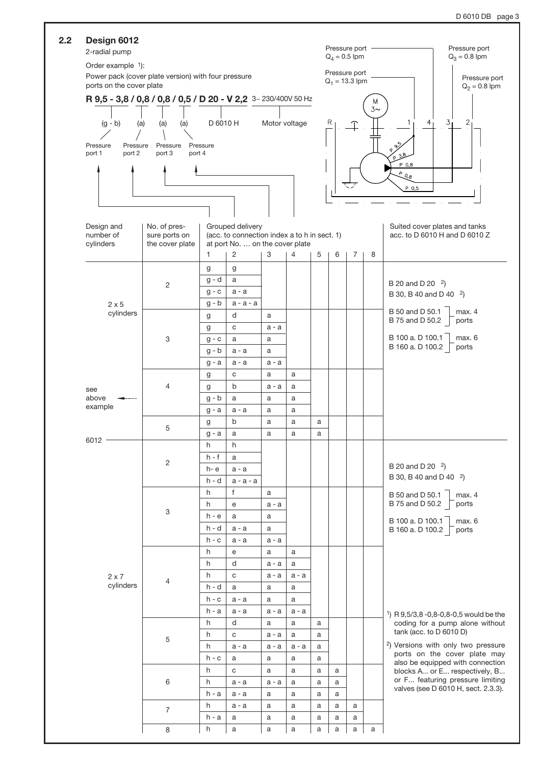## 2.2 Design 6012

2-radial pump

Order example [1]):

Power pack (cover plate version) with four pressure ports on the cover plate

**R 9,5 - 3,8 / 0,8 / 0,8 / 0,5 / D 20 - V 2,2** 3~ 230/400V 50 Hz

| (g - b) | (a) | (a) | (a) | D 6010 H | Motor voltage |
|---|---|---|---|---|---|
| Pressure port 1 | Pressure port 2 | Pressure port 3 | Pressure port 4 | | |

Pressure port $Q_4$ = 0.5 lpm
Pressure port $Q_1$ = 13.3 lpm
Pressure port $Q_3$ = 0.8 lpm
Pressure port $Q_2$ = 0.8 lpm

| Design and number of cylinders | No. of pressure ports on the cover plate | Grouped delivery (acc. to connection index a to h in sect. 1) at port No. … on the cover plate | | | | | | | | Suited cover plates and tanks acc. to D 6010 H and D 6010 Z |
|---|---|---|---|---|---|---|---|---|---|---|
| | | 1 | 2 | 3 | 4 | 5 | 6 | 7 | 8 | |
| 2 x 5 cylinders | 2 | g | g | | | | | | | B 20 and D 20 [2]) |
| | | g - d | a | | | | | | | B 30, B 40 and D 40 [2]) |
| | | g - c | a - a | | | | | | | |
| | | g - b | a - a - a | | | | | | | |
| | 3 | g | d | a | | | | | | B 50 and D 50.1, B 75 and D 50.2: max. 4 ports |
| | | g | c | a - a | | | | | | |
| | | g - c | a | a | | | | | | B 100 a. D 100.1, B 160 a. D 100.2: max. 6 ports |
| | | g - b | a - a | a | | | | | | |
| | | g - a | a - a | a - a | | | | | | |
| | 4 | g | c | a | a | | | | | |
| see above example | | g | b | a - a | a | | | | | |
| | | g - b | a | a | a | | | | | |
| | | g - a | a - a | a | a | | | | | |
| | 5 | g | b | a | a | a | | | | |
| | | g - a | a | a | a | a | | | | |
| 6012 | | | | | | | | | | |
| 2 x 7 cylinders | 2 | h | h | | | | | | | B 20 and D 20 [2]) |
| | | h - f | a | | | | | | | B 30, B 40 and D 40 [2]) |
| | | h- e | a - a | | | | | | | |
| | | h - d | a - a - a | | | | | | | |
| | 3 | h | f | a | | | | | | B 50 and D 50.1, B 75 and D 50.2: max. 4 ports |
| | | h | e | a - a | | | | | | |
| | | h - e | a | a | | | | | | B 100 a. D 100.1, B 160 a. D 100.2: max. 6 ports |
| | | h - d | a - a | a | | | | | | |
| | | h - c | a - a | a - a | | | | | | |
| | 4 | h | e | a | a | | | | | |
| | | h | d | a - a | a | | | | | |
| | | h | c | a - a | a - a | | | | | |
| | | h - d | a | a | a | | | | | |
| | | h - c | a - a | a | a | | | | | |
| | | h - a | a - a | a - a | a - a | | | | | |
| | 5 | h | d | a | a | a | | | | |
| | | h | c | a - a | a | a | | | | |
| | | h | a - a | a - a | a - a | a | | | | |
| | | h - c | a | a | a | a | | | | |
| | 6 | h | c | a | a | a | a | | | |
| | | h | a - a | a - a | a | a | a | | | |
| | | h - a | a - a | a | a | a | a | | | |
| | 7 | h | a - a | a | a | a | a | a | | |
| | | h - a | a | a | a | a | a | a | | |
| | 8 | h | a | a | a | a | a | a | a | |

[1]) R 9,5/3,8 -0,8-0,8-0,5 would be the coding for a pump alone without tank (acc. to D 6010 D)

[2]) Versions with only two pressure ports on the cover plate may also be equipped with connection blocks A... or E... respectively, B... or F... featuring pressure limiting valves (see D 6010 H, sect. 2.3.3).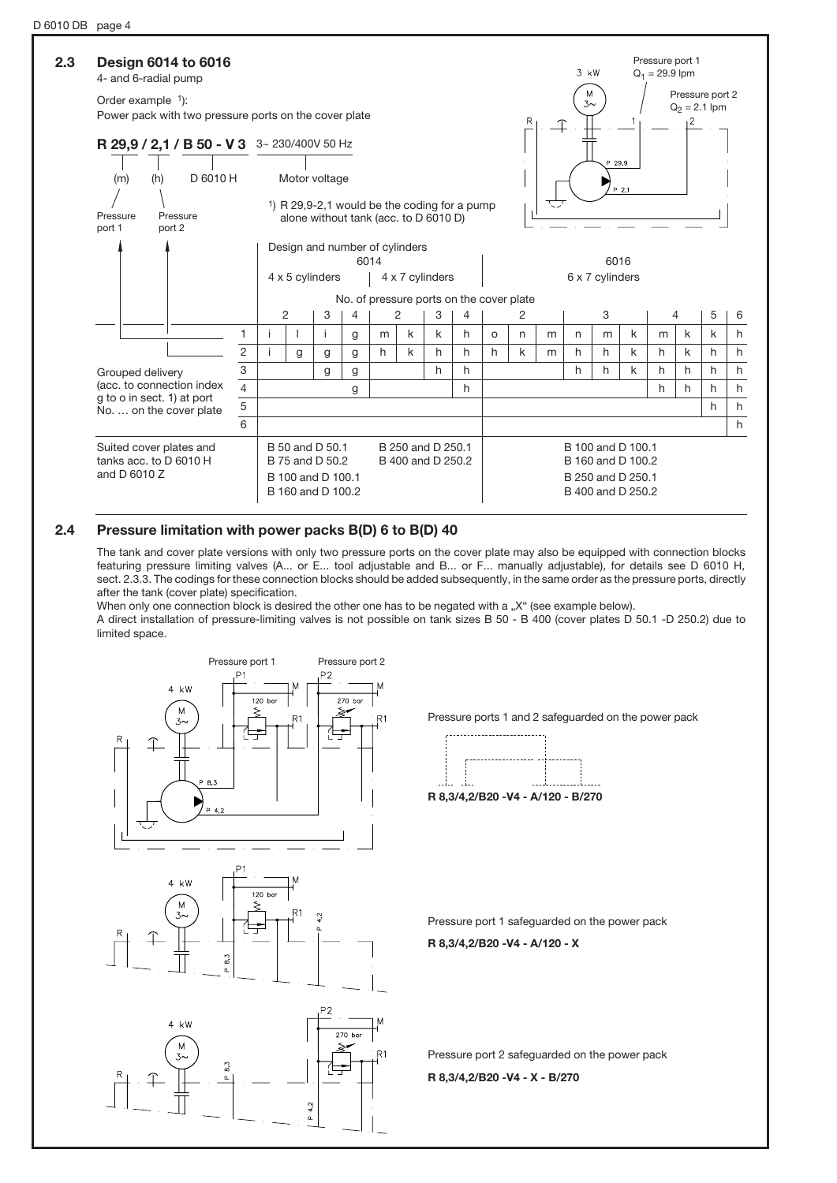## 2.3 Design 6014 to 6016

4- and 6-radial pump

Order example [1]:
Power pack with two pressure ports on the cover plate

**R 29,9 / 2,1 / B 50 - V 3** 3~ 230/400V 50 Hz

- (m) Pressure port 1
- (h) Pressure port 2
- D 6010 H
- Motor voltage

[1] R 29,9-2,1 would be the coding for a pump alone without tank (acc. to D 6010 D)

| | | Design and number of cylinders | | | | | | | | | | | | | | | | | |
|---|---|---|---|---|---|---|---|---|---|---|---|---|---|---|---|---|---|---|---|
| | | 6014 | | | | | | | | 6016 | | | | | | | | | |
| | | 4 x 5 cylinders | | | | 4 x 7 cylinders | | | | 6 x 7 cylinders | | | | | | | | | |
| | | No. of pressure ports on the cover plate | | | | | | | | | | | | | | | | | |
| | | 2 | | 3 | 4 | 2 | | 3 | 4 | 2 | | | 3 | | | 4 | | 5 | 6 |
| Grouped delivery (acc. to connection index g to o in sect. 1) at port No. … on the cover plate | 1 | i | l | i | g | m | k | k | h | o | n | m | n | m | k | m | k | k | h |
| | 2 | i | g | g | g | h | k | h | h | h | k | m | h | h | k | h | k | h | h |
| | 3 | | | g | g | | | h | h | | | | h | h | k | h | h | h | h |
| | 4 | | | | g | | | | h | | | | | | | h | h | h | h |
| | 5 | | | | | | | | | | | | | | | | | h | h |
| | 6 | | | | | | | | | | | | | | | | | | h |
| Suited cover plates and tanks acc. to D 6010 H and D 6010 Z | | B 50 and D 50.1<br>B 75 and D 50.2<br>B 100 and D 100.1<br>B 160 and D 100.2 | | | | B 250 and D 250.1<br>B 400 and D 250.2 | | | | B 100 and D 100.1<br>B 160 and D 100.2<br>B 250 and D 250.1<br>B 400 and D 250.2 | | | | | | | | | |

Pressure port 1 $Q_1$ = 29.9 lpm; Pressure port 2 $Q_2$ = 2.1 lpm

## 2.4 Pressure limitation with power packs B(D) 6 to B(D) 40

The tank and cover plate versions with only two pressure ports on the cover plate may also be equipped with connection blocks featuring pressure limiting valves (A... or E... tool adjustable and B... or F... manually adjustable), for details see D 6010 H, sect. 2.3.3. The codings for these connection blocks should be added subsequently, in the same order as the pressure ports, directly after the tank (cover plate) specification.

When only one connection block is desired the other one has to be negated with a „X" (see example below).

A direct installation of pressure-limiting valves is not possible on tank sizes B 50 - B 400 (cover plates D 50.1 -D 250.2) due to limited space.

Pressure ports 1 and 2 safeguarded on the power pack

**R 8,3/4,2/B20 -V4 - A/120 - B/270**

Pressure port 1 safeguarded on the power pack

**R 8,3/4,2/B20 -V4 - A/120 - X**

Pressure port 2 safeguarded on the power pack

**R 8,3/4,2/B20 -V4 - X - B/270**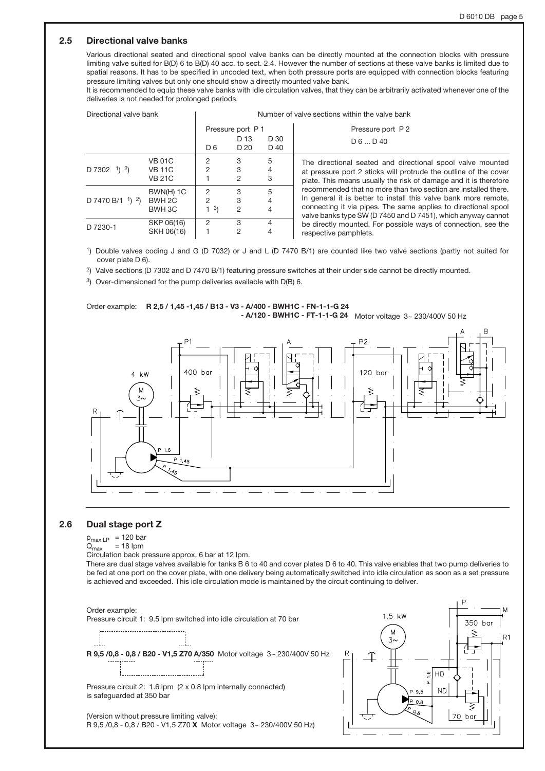## 2.5 Directional valve banks

Various directional seated and directional spool valve banks can be directly mounted at the connection blocks with pressure limiting valve suited for B(D) 6 to B(D) 40 acc. to sect. 2.4. However the number of sections at these valve banks is limited due to spatial reasons. It has to be specified in uncoded text, when both pressure ports are equipped with connection blocks featuring pressure limiting valves but only one should show a directly mounted valve bank.
It is recommended to equip these valve banks with idle circulation valves, that they can be arbitrarily activated whenever one of the deliveries is not needed for prolonged periods.

| Directional valve bank | | Number of valve sections within the valve bank | | | |
|---|---|---|---|---|---|
| | | Pressure port P 1 | | | Pressure port P 2 |
| | | D 6 | D 13 D 20 | D 30 D 40 | D 6 ... D 40 |
| D 7302 [1] [2] | VB 01C | 2 | 3 | 5 | The directional seated and directional spool valve mounted at pressure port 2 sticks will protrude the outline of the cover plate. This means usually the risk of damage and it is therefore recommended that no more than two section are installed there. In general it is better to install this valve bank more remote, connecting it via pipes. The same applies to directional spool valve banks type SW (D 7450 and D 7451), which anyway cannot be directly mounted. For possible ways of connection, see the respective pamphlets. |
| | VB 11C | 2 | 3 | 4 | |
| | VB 21C | 1 | 2 | 3 | |
| D 7470 B/1 [1] [2] | BWN(H) 1C | 2 | 3 | 5 | |
| | BWH 2C | 2 | 3 | 4 | |
| | BWH 3C | 1 [3] | 2 | 4 | |
| D 7230-1 | SKP 06(16) | 2 | 3 | 4 | |
| | SKH 06(16) | 1 | 2 | 4 | |

[1]) Double valves coding J and G (D 7032) or J and L (D 7470 B/1) are counted like two valve sections (partly not suited for cover plate D 6).

[2]) Valve sections (D 7302 and D 7470 B/1) featuring pressure switches at their under side cannot be directly mounted.

[3]) Over-dimensioned for the pump deliveries available with D(B) 6.

Order example: **R 2,5 / 1,45 -1,45 / B13 - V3 - A/400 - BWH1C - FN-1-1-G 24**
**- A/120 - BWH1C - FT-1-1-G 24** Motor voltage 3~ 230/400V 50 Hz

## 2.6 Dual stage port Z

$p_{max\,LP}$ = 120 bar
$Q_{max}$ = 18 lpm
Circulation back pressure approx. 6 bar at 12 lpm.

There are dual stage valves available for tanks B 6 to 40 and cover plates D 6 to 40. This valve enables that two pump deliveries to be fed at one port on the cover plate, with one delivery being automatically switched into idle circulation as soon as a set pressure is achieved and exceeded. This idle circulation mode is maintained by the circuit continuing to deliver.

Order example:
Pressure circuit 1: 9.5 lpm switched into idle circulation at 70 bar

**R 9,5 /0,8 - 0,8 / B20 - V1,5 Z70 A/350** Motor voltage 3~ 230/400V 50 Hz

Pressure circuit 2: 1.6 lpm (2 x 0.8 lpm internally connected) is safeguarded at 350 bar

(Version without pressure limiting valve):
R 9,5 /0,8 - 0,8 / B20 - V1,5 Z70 **X** Motor voltage 3~ 230/400V 50 Hz)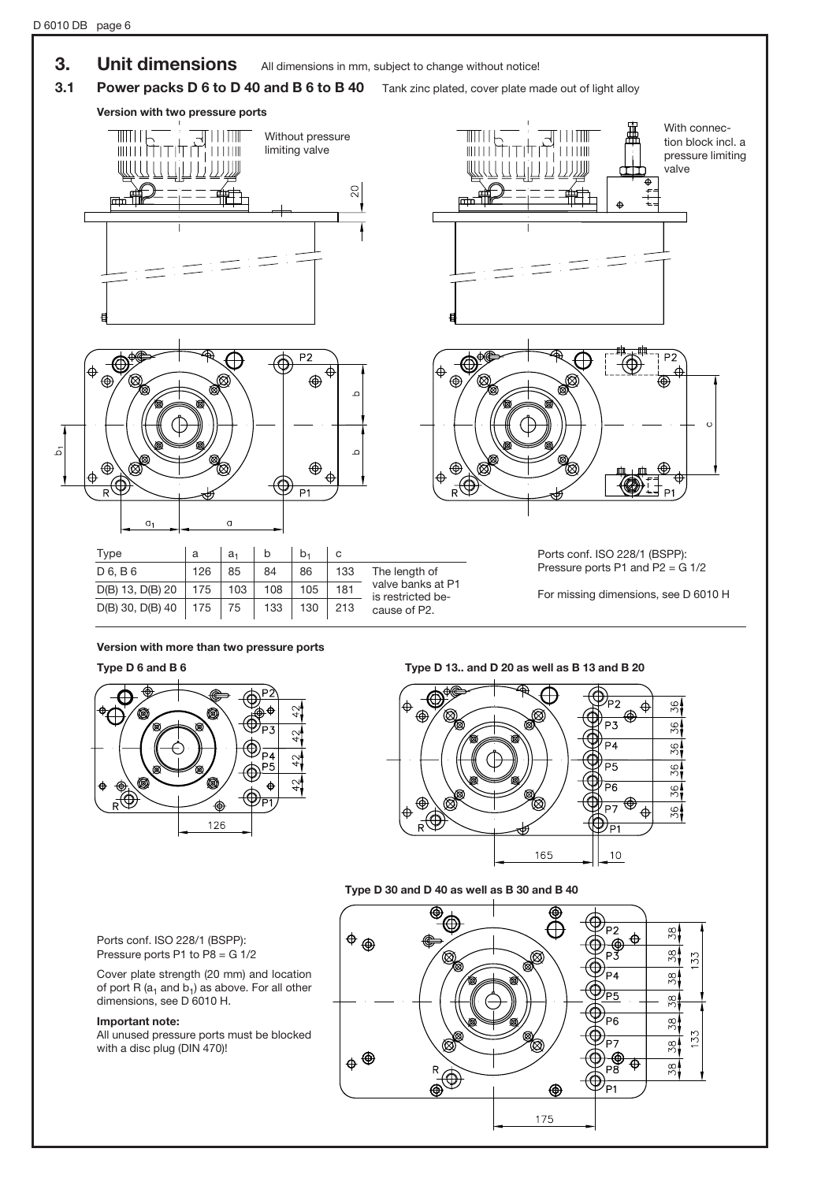## 3. Unit dimensions

All dimensions in mm, subject to change without notice!

### 3.1 Power packs D 6 to D 40 and B 6 to B 40

Tank zinc plated, cover plate made out of light alloy

**Version with two pressure ports**

Without pressure limiting valve

With connection block incl. a pressure limiting valve

| Type | a | $a_1$ | b | $b_1$ | c | |
|---|---|---|---|---|---|---|
| D 6, B 6 | 126 | 85 | 84 | 86 | 133 | The length of valve banks at P1 is restricted because of P2. |
| D(B) 13, D(B) 20 | 175 | 103 | 108 | 105 | 181 | |
| D(B) 30, D(B) 40 | 175 | 75 | 133 | 130 | 213 | |

Ports conf. ISO 228/1 (BSPP):
Pressure ports P1 and P2 = G 1/2

For missing dimensions, see D 6010 H

**Version with more than two pressure ports**

**Type D 6 and B 6**

**Type D 13.. and D 20 as well as B 13 and B 20**

**Type D 30 and D 40 as well as B 30 and B 40**

Ports conf. ISO 228/1 (BSPP):
Pressure ports P1 to P8 = G 1/2

Cover plate strength (20 mm) and location of port R ($a_1$ and $b_1$) as above. For all other dimensions, see D 6010 H.

**Important note:**
All unused pressure ports must be blocked with a disc plug (DIN 470)!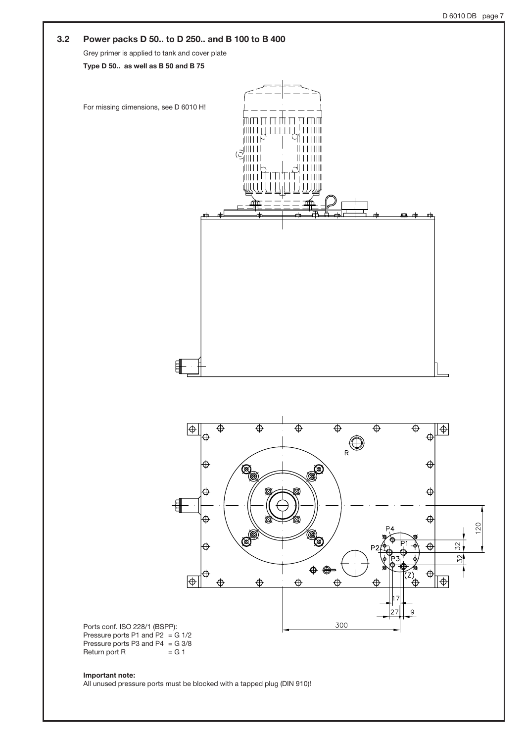## 3.2 Power packs D 50.. to D 250.. and B 100 to B 400

Grey primer is applied to tank and cover plate

**Type D 50.. as well as B 50 and B 75**

For missing dimensions, see D 6010 H!

Ports conf. ISO 228/1 (BSPP):
Pressure ports P1 and P2 = G 1/2
Pressure ports P3 and P4 = G 3/8
Return port R = G 1

**Important note:**
All unused pressure ports must be blocked with a tapped plug (DIN 910)!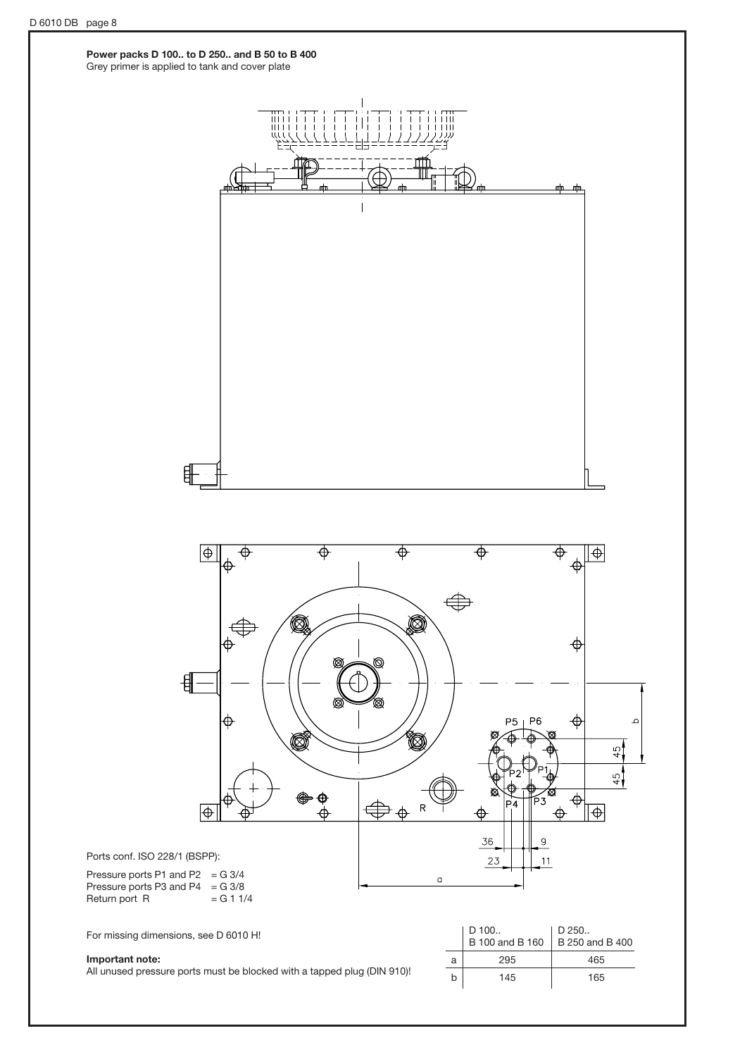**Power packs D 100.. to D 250.. and B 50 to B 400**
Grey primer is applied to tank and cover plate

P5 P6
P2 P1
P4 P3
R
45
45
b
36
9
23
11
a

Ports conf. ISO 228/1 (BSPP):

Pressure ports P1 and P2 = G 3/4
Pressure ports P3 and P4 = G 3/8
Return port R = G 1 1/4

For missing dimensions, see D 6010 H!

**Important note:**
All unused pressure ports must be blocked with a tapped plug (DIN 910)!

| | D 100.. B 100 and B 160 | D 250.. B 250 and B 400 |
|---|---|---|
| a | 295 | 465 |
| b | 145 | 165 |